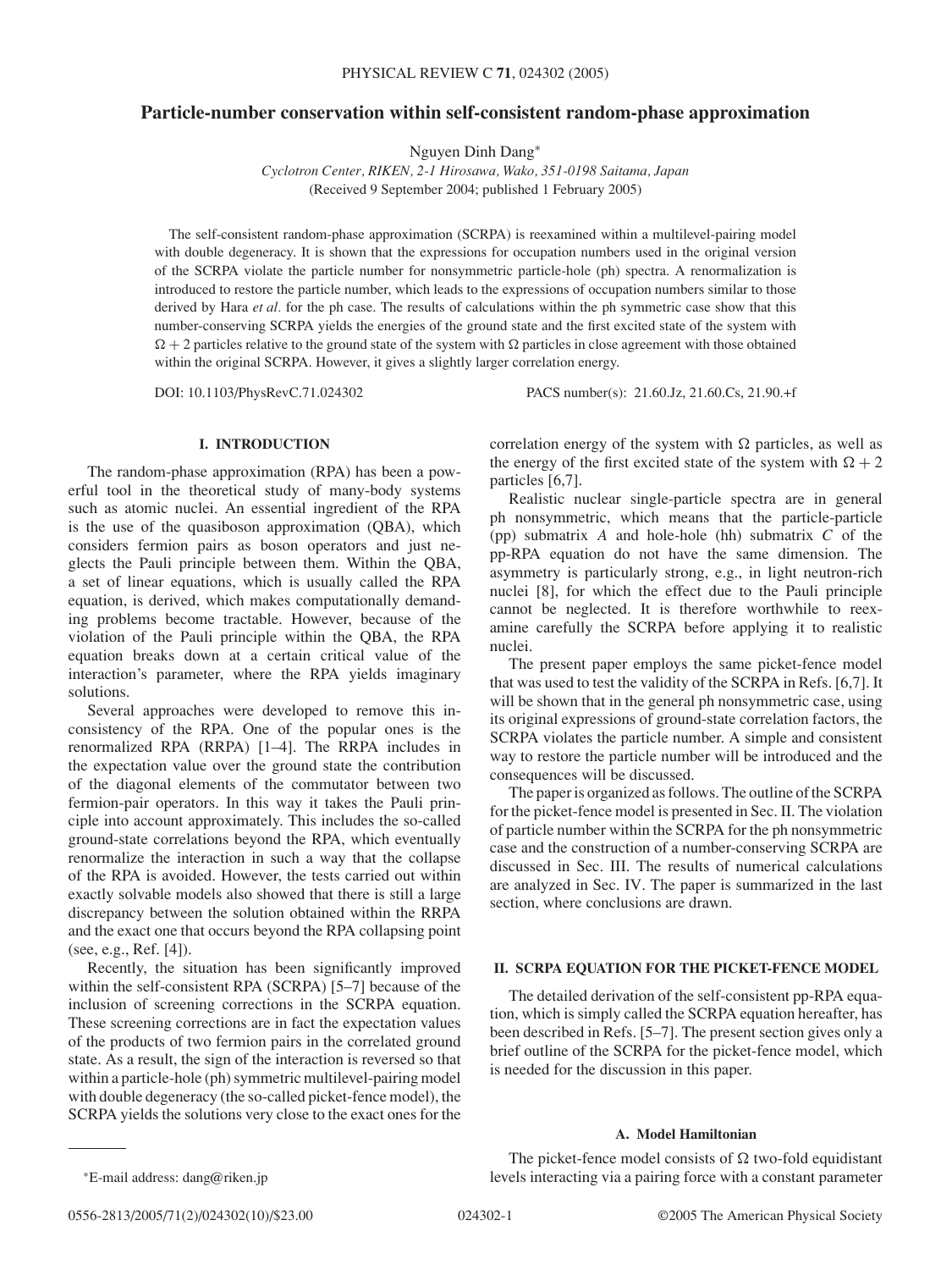# Particle-number conservation within self-consistent random-phase approximation

Nguyen Dinh Dang*

*Cyclotron Center, RIKEN, 2-1 Hirosawa, Wako, 351-0198 Saitama, Japan*

(Received 9 September 2004; published 1 February 2005)

The self-consistent random-phase approximation (SCRPA) is reexamined within a multilevel-pairing model with double degeneracy. It is shown that the expressions for occupation numbers used in the original version of the SCRPA violate the particle number for nonsymmetric particle-hole (ph) spectra. A renormalization is introduced to restore the particle number, which leads to the expressions of occupation numbers similar to those derived by Hara *et al.* for the ph case. The results of calculations within the ph symmetric case show that this number-conserving SCRPA yields the energies of the ground state and the first excited state of the system with $\Omega + 2$ particles relative to the ground state of the system with $\Omega$ particles in close agreement with those obtained within the original SCRPA. However, it gives a slightly larger correlation energy.

DOI: 10.1103/PhysRevC.71.024302 PACS number(s): 21.60.Jz, 21.60.Cs, 21.90.+f

## I. INTRODUCTION

The random-phase approximation (RPA) has been a powerful tool in the theoretical study of many-body systems such as atomic nuclei. An essential ingredient of the RPA is the use of the quasiboson approximation (QBA), which considers fermion pairs as boson operators and just neglects the Pauli principle between them. Within the QBA, a set of linear equations, which is usually called the RPA equation, is derived, which makes computationally demanding problems become tractable. However, because of the violation of the Pauli principle within the QBA, the RPA equation breaks down at a certain critical value of the interaction's parameter, where the RPA yields imaginary solutions.

Several approaches were developed to remove this inconsistency of the RPA. One of the popular ones is the renormalized RPA (RRPA) [1–4]. The RRPA includes in the expectation value over the ground state the contribution of the diagonal elements of the commutator between two fermion-pair operators. In this way it takes the Pauli principle into account approximately. This includes the so-called ground-state correlations beyond the RPA, which eventually renormalize the interaction in such a way that the collapse of the RPA is avoided. However, the tests carried out within exactly solvable models also showed that there is still a large discrepancy between the solution obtained within the RRPA and the exact one that occurs beyond the RPA collapsing point (see, e.g., Ref. [4]).

Recently, the situation has been significantly improved within the self-consistent RPA (SCRPA) [5–7] because of the inclusion of screening corrections in the SCRPA equation. These screening corrections are in fact the expectation values of the products of two fermion pairs in the correlated ground state. As a result, the sign of the interaction is reversed so that within a particle-hole (ph) symmetric multilevel-pairing model with double degeneracy (the so-called picket-fence model), the SCRPA yields the solutions very close to the exact ones for the correlation energy of the system with $\Omega$ particles, as well as the energy of the first excited state of the system with $\Omega + 2$ particles [6,7].

Realistic nuclear single-particle spectra are in general ph nonsymmetric, which means that the particle-particle (pp) submatrix $A$ and hole-hole (hh) submatrix $C$ of the pp-RPA equation do not have the same dimension. The asymmetry is particularly strong, e.g., in light neutron-rich nuclei [8], for which the effect due to the Pauli principle cannot be neglected. It is therefore worthwhile to reexamine carefully the SCRPA before applying it to realistic nuclei.

The present paper employs the same picket-fence model that was used to test the validity of the SCRPA in Refs. [6,7]. It will be shown that in the general ph nonsymmetric case, using its original expressions of ground-state correlation factors, the SCRPA violates the particle number. A simple and consistent way to restore the particle number will be introduced and the consequences will be discussed.

The paper is organized as follows. The outline of the SCRPA for the picket-fence model is presented in Sec. II. The violation of particle number within the SCRPA for the ph nonsymmetric case and the construction of a number-conserving SCRPA are discussed in Sec. III. The results of numerical calculations are analyzed in Sec. IV. The paper is summarized in the last section, where conclusions are drawn.

## II. SCRPA EQUATION FOR THE PICKET-FENCE MODEL

The detailed derivation of the self-consistent pp-RPA equation, which is simply called the SCRPA equation hereafter, has been described in Refs. [5–7]. The present section gives only a brief outline of the SCRPA for the picket-fence model, which is needed for the discussion in this paper.

### A. Model Hamiltonian

The picket-fence model consists of $\Omega$ two-fold equidistant levels interacting via a pairing force with a constant parameter

*E-mail address: dang@riken.jp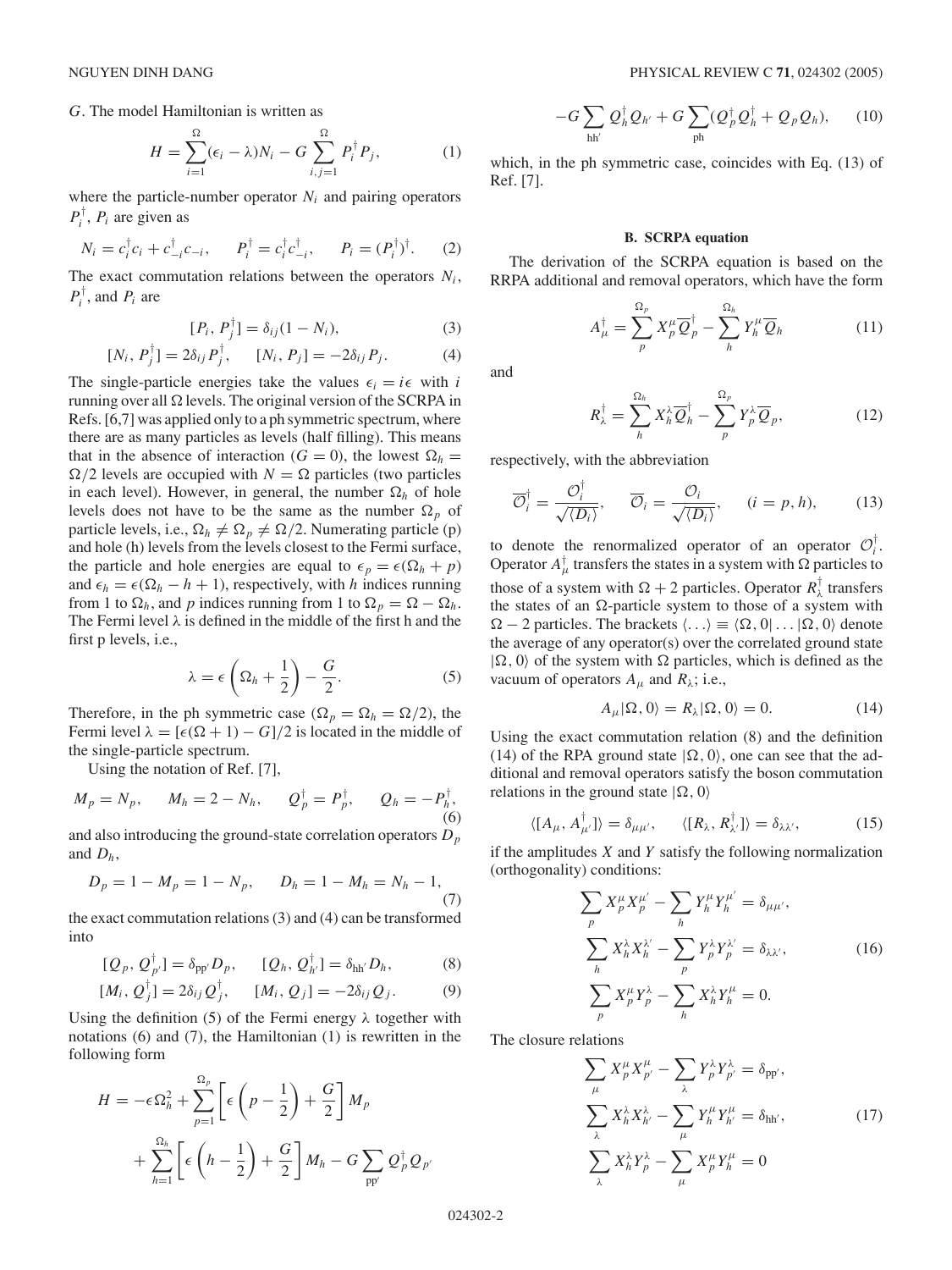$G$. The model Hamiltonian is written as

$$H = \sum_{i=1}^{\Omega}(\epsilon_i - \lambda)N_i - G\sum_{i,j=1}^{\Omega} P_i^\dagger P_j, \tag{1}$$

where the particle-number operator $N_i$ and pairing operators $P_i^\dagger$, $P_i$ are given as

$$N_i = c_i^\dagger c_i + c_{-i}^\dagger c_{-i}, \quad P_i^\dagger = c_i^\dagger c_{-i}^\dagger, \quad P_i = (P_i^\dagger)^\dagger. \tag{2}$$

The exact commutation relations between the operators $N_i$, $P_i^\dagger$, and $P_i$ are

$$[P_i, P_j^\dagger] = \delta_{ij}(1 - N_i), \tag{3}$$

$$[N_i, P_j^\dagger] = 2\delta_{ij}P_j^\dagger, \quad [N_i, P_j] = -2\delta_{ij}P_j. \tag{4}$$

The single-particle energies take the values $\epsilon_i = i\epsilon$ with $i$ running over all $\Omega$ levels. The original version of the SCRPA in Refs. [6,7] was applied only to a ph symmetric spectrum, where there are as many particles as levels (half filling). This means that in the absence of interaction ($G = 0$), the lowest $\Omega_h = \Omega/2$ levels are occupied with $N = \Omega$ particles (two particles in each level). However, in general, the number $\Omega_h$ of hole levels does not have to be the same as the number $\Omega_p$ of particle levels, i.e., $\Omega_h \neq \Omega_p \neq \Omega/2$. Numerating particle (p) and hole (h) levels from the levels closest to the Fermi surface, the particle and hole energies are equal to $\epsilon_p = \epsilon(\Omega_h + p)$ and $\epsilon_h = \epsilon(\Omega_h - h + 1)$, respectively, with $h$ indices running from 1 to $\Omega_h$, and $p$ indices running from 1 to $\Omega_p = \Omega - \Omega_h$. The Fermi level $\lambda$ is defined in the middle of the first h and the first p levels, i.e.,

$$\lambda = \epsilon\left(\Omega_h + \frac{1}{2}\right) - \frac{G}{2}. \tag{5}$$

Therefore, in the ph symmetric case ($\Omega_p = \Omega_h = \Omega/2$), the Fermi level $\lambda = [\epsilon(\Omega + 1) - G]/2$ is located in the middle of the single-particle spectrum.

Using the notation of Ref. [7],

$$M_p = N_p, \quad M_h = 2 - N_h, \quad Q_p^\dagger = P_p^\dagger, \quad Q_h = -P_h^\dagger, \tag{6}$$

and also introducing the ground-state correlation operators $D_p$ and $D_h$,

$$D_p = 1 - M_p = 1 - N_p, \quad D_h = 1 - M_h = N_h - 1, \tag{7}$$

the exact commutation relations (3) and (4) can be transformed into

$$[Q_p, Q_{p'}^\dagger] = \delta_{pp'}D_p, \quad [Q_h, Q_{h'}^\dagger] = \delta_{hh'}D_h, \tag{8}$$

$$[M_i, Q_j^\dagger] = 2\delta_{ij}Q_j^\dagger, \quad [M_i, Q_j] = -2\delta_{ij}Q_j. \tag{9}$$

Using the definition (5) of the Fermi energy $\lambda$ together with notations (6) and (7), the Hamiltonian (1) is rewritten in the following form

$$H = -\epsilon\Omega_h^2 + \sum_{p=1}^{\Omega_p}\left[\epsilon\left(p - \frac{1}{2}\right) + \frac{G}{2}\right]M_p + \sum_{h=1}^{\Omega_h}\left[\epsilon\left(h - \frac{1}{2}\right) + \frac{G}{2}\right]M_h - G\sum_{pp'}Q_p^\dagger Q_{p'}$$

$$-G\sum_{hh'}Q_h^\dagger Q_{h'} + G\sum_{ph}(Q_p^\dagger Q_h^\dagger + Q_p Q_h), \tag{10}$$

which, in the ph symmetric case, coincides with Eq. (13) of Ref. [7].

### B. SCRPA equation

The derivation of the SCRPA equation is based on the RRPA additional and removal operators, which have the form

$$A_\mu^\dagger = \sum_p^{\Omega_p} X_p^\mu \overline{Q}_p^\dagger - \sum_h^{\Omega_h} Y_h^\mu \overline{Q}_h \tag{11}$$

and

$$R_\lambda^\dagger = \sum_h^{\Omega_h} X_h^\lambda \overline{Q}_h^\dagger - \sum_p^{\Omega_p} Y_p^\lambda \overline{Q}_p, \tag{12}$$

respectively, with the abbreviation

$$\overline{\mathcal{O}}_i^\dagger = \frac{\mathcal{O}_i^\dagger}{\sqrt{\langle D_i\rangle}}, \quad \overline{\mathcal{O}}_i = \frac{\mathcal{O}_i}{\sqrt{\langle D_i\rangle}}, \quad (i = p, h), \tag{13}$$

to denote the renormalized operator of an operator $\mathcal{O}_i^\dagger$. Operator $A_\mu^\dagger$ transfers the states in a system with $\Omega$ particles to those of a system with $\Omega + 2$ particles. Operator $R_\lambda^\dagger$ transfers the states of an $\Omega$-particle system to those of a system with $\Omega - 2$ particles. The brackets $\langle \ldots \rangle \equiv \langle \Omega, 0| \ldots |\Omega, 0\rangle$ denote the average of any operator(s) over the correlated ground state $|\Omega, 0\rangle$ of the system with $\Omega$ particles, which is defined as the vacuum of operators $A_\mu$ and $R_\lambda$; i.e.,

$$A_\mu|\Omega, 0\rangle = R_\lambda|\Omega, 0\rangle = 0. \tag{14}$$

Using the exact commutation relation (8) and the definition (14) of the RPA ground state $|\Omega, 0\rangle$, one can see that the additional and removal operators satisfy the boson commutation relations in the ground state $|\Omega, 0\rangle$

$$\langle[A_\mu, A_{\mu'}^\dagger]\rangle = \delta_{\mu\mu'}, \quad \langle[R_\lambda, R_{\lambda'}^\dagger]\rangle = \delta_{\lambda\lambda'}, \tag{15}$$

if the amplitudes $X$ and $Y$ satisfy the following normalization (orthogonality) conditions:

$$\sum_p X_p^\mu X_p^{\mu'} - \sum_h Y_h^\mu Y_h^{\mu'} = \delta_{\mu\mu'},$$
$$\sum_h X_h^\lambda X_h^{\lambda'} - \sum_p Y_p^\lambda Y_p^{\lambda'} = \delta_{\lambda\lambda'}, \tag{16}$$
$$\sum_p X_p^\mu Y_p^\lambda - \sum_h X_h^\lambda Y_h^\mu = 0.$$

The closure relations

$$\sum_\mu X_p^\mu X_{p'}^\mu - \sum_\lambda Y_p^\lambda Y_{p'}^\lambda = \delta_{pp'},$$
$$\sum_\lambda X_h^\lambda X_{h'}^\lambda - \sum_\mu Y_h^\mu Y_{h'}^\mu = \delta_{hh'}, \tag{17}$$
$$\sum_\lambda X_h^\lambda Y_p^\lambda - \sum_\mu X_p^\mu Y_h^\mu = 0$$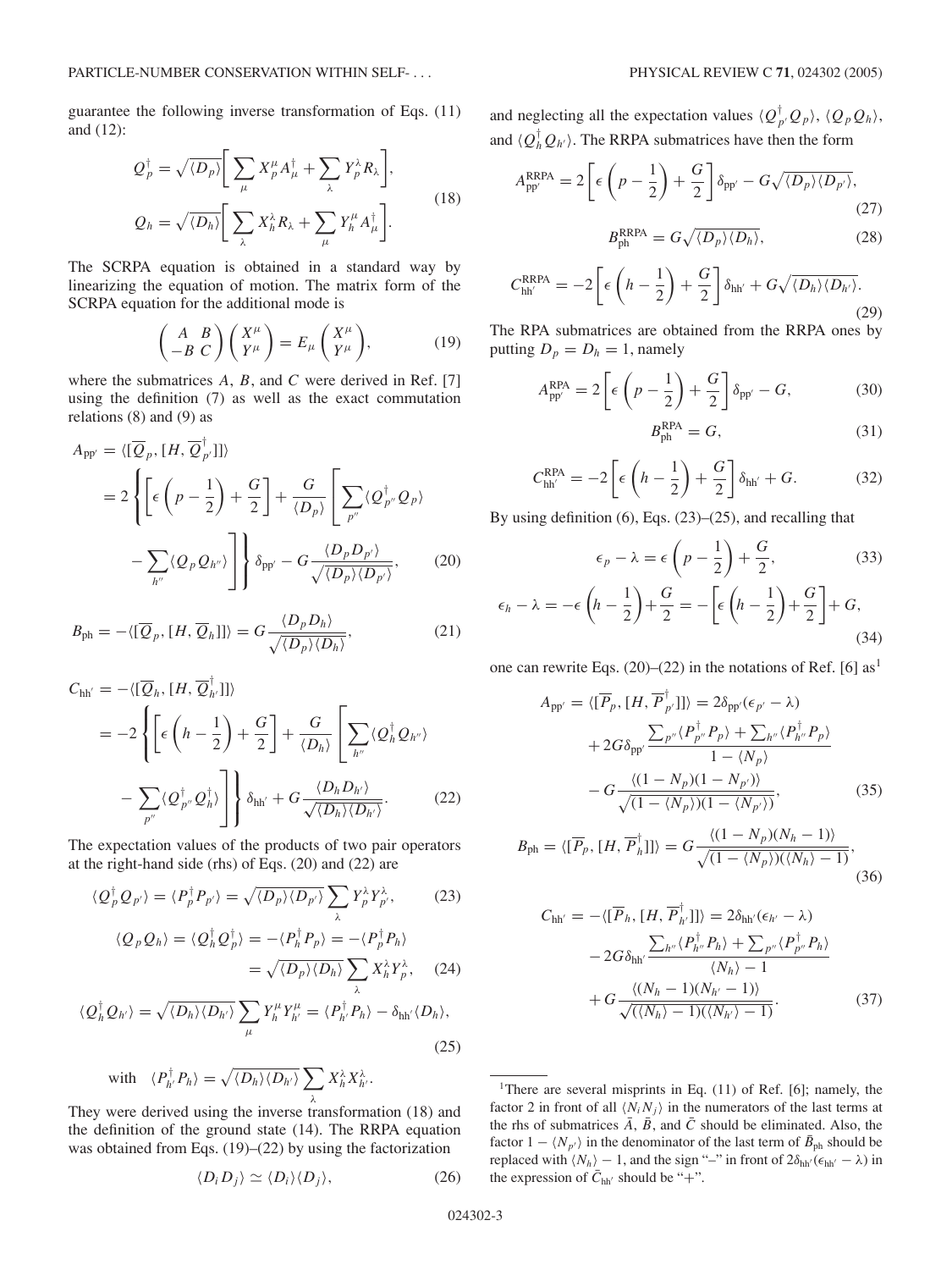guarantee the following inverse transformation of Eqs. (11) and (12):

$$Q_p^\dagger = \sqrt{\langle D_p\rangle}\left[\sum_\mu X_p^\mu A_\mu^\dagger + \sum_\lambda Y_p^\lambda R_\lambda\right],$$
$$Q_h = \sqrt{\langle D_h\rangle}\left[\sum_\lambda X_h^\lambda R_\lambda + \sum_\mu Y_h^\mu A_\mu^\dagger\right]. \tag{18}$$

The SCRPA equation is obtained in a standard way by linearizing the equation of motion. The matrix form of the SCRPA equation for the additional mode is

$$\begin{pmatrix} A & B \\ -B & C \end{pmatrix}\begin{pmatrix} X^\mu \\ Y^\mu \end{pmatrix} = E_\mu \begin{pmatrix} X^\mu \\ Y^\mu \end{pmatrix}, \tag{19}$$

where the submatrices $A$, $B$, and $C$ were derived in Ref. [7] using the definition (7) as well as the exact commutation relations (8) and (9) as

$$\begin{aligned} A_{pp'} &= \langle[\overline{Q}_p, [H, \overline{Q}_{p'}^\dagger]]\rangle \\ &= 2\left\{\left[\epsilon\left(p-\frac{1}{2}\right)+\frac{G}{2}\right] + \frac{G}{\langle D_p\rangle}\left[\sum_{p''}\langle Q_{p''}^\dagger Q_p\rangle \right.\right. \\ &\quad \left.\left. - \sum_{h''}\langle Q_p Q_{h''}\rangle\right]\right\}\delta_{pp'} - G\frac{\langle D_p D_{p'}\rangle}{\sqrt{\langle D_p\rangle\langle D_{p'}\rangle}}, \end{aligned} \tag{20}$$

$$B_{ph} = -\langle[\overline{Q}_p, [H, \overline{Q}_h]]\rangle = G\frac{\langle D_p D_h\rangle}{\sqrt{\langle D_p\rangle\langle D_h\rangle}}, \tag{21}$$

$$\begin{aligned} C_{hh'} &= -\langle[\overline{Q}_h, [H, \overline{Q}_{h'}^\dagger]]\rangle \\ &= -2\left\{\left[\epsilon\left(h-\frac{1}{2}\right)+\frac{G}{2}\right] + \frac{G}{\langle D_h\rangle}\left[\sum_{h''}\langle Q_h^\dagger Q_{h''}\rangle \right.\right. \\ &\quad \left.\left. - \sum_{p''}\langle Q_{p''}^\dagger Q_h^\dagger\rangle\right]\right\}\delta_{hh'} + G\frac{\langle D_h D_{h'}\rangle}{\sqrt{\langle D_h\rangle\langle D_{h'}\rangle}}. \end{aligned} \tag{22}$$

The expectation values of the products of two pair operators at the right-hand side (rhs) of Eqs. (20) and (22) are

$$\langle Q_p^\dagger Q_{p'}\rangle = \langle P_p^\dagger P_{p'}\rangle = \sqrt{\langle D_p\rangle\langle D_{p'}\rangle}\sum_\lambda Y_p^\lambda Y_{p'}^\lambda, \tag{23}$$

$$\begin{aligned}\langle Q_p Q_h\rangle = \langle Q_h^\dagger Q_p^\dagger\rangle &= -\langle P_h^\dagger P_p\rangle = -\langle P_p^\dagger P_h\rangle \\ &= \sqrt{\langle D_p\rangle\langle D_h\rangle}\sum_\lambda X_h^\lambda Y_p^\lambda,\end{aligned} \tag{24}$$

$$\langle Q_h^\dagger Q_{h'}\rangle = \sqrt{\langle D_h\rangle\langle D_{h'}\rangle}\sum_\mu Y_h^\mu Y_{h'}^\mu = \langle P_{h'}^\dagger P_h\rangle - \delta_{hh'}\langle D_h\rangle, \tag{25}$$

$$\text{with}\quad \langle P_{h'}^\dagger P_h\rangle = \sqrt{\langle D_h\rangle\langle D_{h'}\rangle}\sum_\lambda X_h^\lambda X_{h'}^\lambda.$$

They were derived using the inverse transformation (18) and the definition of the ground state (14). The RRPA equation was obtained from Eqs. (19)–(22) by using the factorization

$$\langle D_i D_j\rangle \simeq \langle D_i\rangle\langle D_j\rangle, \tag{26}$$

and neglecting all the expectation values $\langle Q_{p'}^\dagger Q_p\rangle$, $\langle Q_p Q_h\rangle$, and $\langle Q_h^\dagger Q_{h'}\rangle$. The RRPA submatrices have then the form

$$A_{pp'}^{\rm RRPA} = 2\left[\epsilon\left(p-\frac{1}{2}\right)+\frac{G}{2}\right]\delta_{pp'} - G\sqrt{\langle D_p\rangle\langle D_{p'}\rangle}, \tag{27}$$

$$B_{ph}^{\rm RRPA} = G\sqrt{\langle D_p\rangle\langle D_h\rangle}, \tag{28}$$

$$C_{hh'}^{\rm RRPA} = -2\left[\epsilon\left(h-\frac{1}{2}\right)+\frac{G}{2}\right]\delta_{hh'} + G\sqrt{\langle D_h\rangle\langle D_{h'}\rangle}. \tag{29}$$

The RPA submatrices are obtained from the RRPA ones by putting $D_p = D_h = 1$, namely

$$A_{pp'}^{\rm RPA} = 2\left[\epsilon\left(p-\frac{1}{2}\right)+\frac{G}{2}\right]\delta_{pp'} - G, \tag{30}$$

$$B_{ph}^{\rm RPA} = G, \tag{31}$$

$$C_{hh'}^{\rm RPA} = -2\left[\epsilon\left(h-\frac{1}{2}\right)+\frac{G}{2}\right]\delta_{hh'} + G. \tag{32}$$

By using definition (6), Eqs. (23)–(25), and recalling that

$$\epsilon_p - \lambda = \epsilon\left(p-\frac{1}{2}\right)+\frac{G}{2}, \tag{33}$$

$$\epsilon_h - \lambda = -\epsilon\left(h-\frac{1}{2}\right)+\frac{G}{2} = -\left[\epsilon\left(h-\frac{1}{2}\right)+\frac{G}{2}\right]+G, \tag{34}$$

one can rewrite Eqs. (20)–(22) in the notations of Ref. [6] as[1]

$$\begin{aligned} A_{pp'} &= \langle[\overline{P}_p, [H, \overline{P}_{p'}^\dagger]]\rangle = 2\delta_{pp'}(\epsilon_{p'}-\lambda) \\ &\quad + 2G\delta_{pp'}\frac{\sum_{p''}\langle P_{p''}^\dagger P_p\rangle + \sum_{h''}\langle P_{h''}^\dagger P_p\rangle}{1-\langle N_p\rangle} \\ &\quad - G\frac{\langle(1-N_p)(1-N_{p'})\rangle}{\sqrt{(1-\langle N_p\rangle)(1-\langle N_{p'}\rangle)}}, \end{aligned} \tag{35}$$

$$B_{ph} = \langle[\overline{P}_p, [H, \overline{P}_h^\dagger]]\rangle = G\frac{\langle(1-N_p)(N_h-1)\rangle}{\sqrt{(1-\langle N_p\rangle)(\langle N_h\rangle-1)}}, \tag{36}$$

$$\begin{aligned} C_{hh'} &= -\langle[\overline{P}_h, [H, \overline{P}_{h'}^\dagger]]\rangle = 2\delta_{hh'}(\epsilon_{h'}-\lambda) \\ &\quad - 2G\delta_{hh'}\frac{\sum_{h''}\langle P_{h''}^\dagger P_h\rangle + \sum_{p''}\langle P_{p''}^\dagger P_h\rangle}{\langle N_h\rangle - 1} \\ &\quad + G\frac{\langle(N_h-1)(N_{h'}-1)\rangle}{\sqrt{(\langle N_h\rangle-1)(\langle N_{h'}\rangle-1)}}. \end{aligned} \tag{37}$$

---

[1] There are several misprints in Eq. (11) of Ref. [6]; namely, the factor 2 in front of all $\langle N_i N_j\rangle$ in the numerators of the last terms at the rhs of submatrices $\bar{A}$, $\bar{B}$, and $\bar{C}$ should be eliminated. Also, the factor $1-\langle N_{p'}\rangle$ in the denominator of the last term of $\bar{B}_{ph}$ should be replaced with $\langle N_h\rangle - 1$, and the sign "−" in front of $2\delta_{hh'}(\epsilon_{hh'}-\lambda)$ in the expression of $\bar{C}_{hh'}$ should be "+".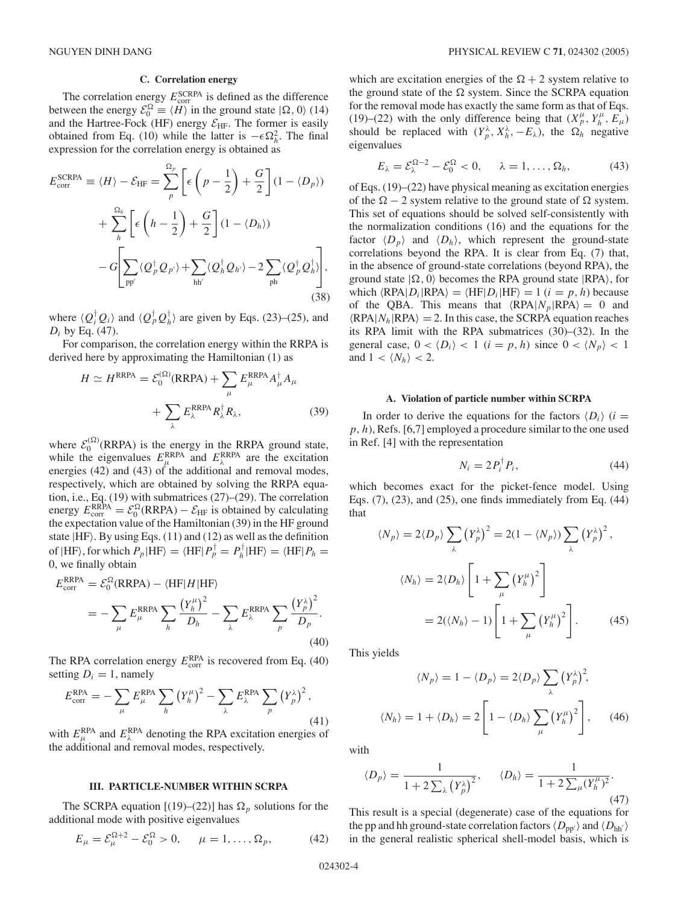### C. Correlation energy

The correlation energy $E_{\rm corr}^{\rm SCRPA}$ is defined as the difference between the energy $\mathcal{E}_0^{\Omega} \equiv \langle H \rangle$ in the ground state $|\Omega, 0\rangle$ (14) and the Hartree-Fock (HF) energy $\mathcal{E}_{\rm HF}$. The former is easily obtained from Eq. (10) while the latter is $-\epsilon\Omega_h^2$. The final expression for the correlation energy is obtained as

$$E_{\rm corr}^{\rm SCRPA} \equiv \langle H \rangle - \mathcal{E}_{\rm HF} = \sum_p^{\Omega_p} \left[ \epsilon \left( p - \frac{1}{2} \right) + \frac{G}{2} \right] (1 - \langle D_p \rangle) + \sum_h^{\Omega_h} \left[ \epsilon \left( h - \frac{1}{2} \right) + \frac{G}{2} \right] (1 - \langle D_h \rangle) - G \left[ \sum_{pp'} \langle Q_p^\dagger Q_{p'} \rangle + \sum_{hh'} \langle Q_h^\dagger Q_{h'} \rangle - 2 \sum_{ph} \langle Q_p^\dagger Q_h^\dagger \rangle \right], \tag{38}$$

where $\langle Q_i^\dagger Q_i \rangle$ and $\langle Q_p^\dagger Q_h^\dagger \rangle$ are given by Eqs. (23)–(25), and $D_i$ by Eq. (47).

For comparison, the correlation energy within the RRPA is derived here by approximating the Hamiltonian (1) as

$$H \simeq H^{\rm RRPA} = \mathcal{E}_0^{(\Omega)}({\rm RRPA}) + \sum_\mu E_\mu^{\rm RRPA} A_\mu^\dagger A_\mu + \sum_\lambda E_\lambda^{\rm RRPA} R_\lambda^\dagger R_\lambda, \tag{39}$$

where $\mathcal{E}_0^{(\Omega)}$(RRPA) is the energy in the RRPA ground state, while the eigenvalues $E_\mu^{\rm RRPA}$ and $E_\lambda^{\rm RRPA}$ are the excitation energies (42) and (43) of the additional and removal modes, respectively, which are obtained by solving the RRPA equation, i.e., Eq. (19) with submatrices (27)–(29). The correlation energy $E_{\rm corr}^{\rm RRPA} = \mathcal{E}_0^{\Omega}({\rm RRPA}) - \mathcal{E}_{\rm HF}$ is obtained by calculating the expectation value of the Hamiltonian (39) in the HF ground state $|{\rm HF}\rangle$. By using Eqs. (11) and (12) as well as the definition of $|{\rm HF}\rangle$, for which $P_p|{\rm HF}\rangle = \langle {\rm HF}|P_p^\dagger = P_h^\dagger|{\rm HF}\rangle = \langle {\rm HF}|P_h = 0$, we finally obtain

$$E_{\rm corr}^{\rm RRPA} = \mathcal{E}_0^{\Omega}({\rm RRPA}) - \langle {\rm HF}|H|{\rm HF}\rangle = -\sum_\mu E_\mu^{\rm RRPA} \sum_h \frac{\left(Y_h^\mu\right)^2}{D_h} - \sum_\lambda E_\lambda^{\rm RRPA} \sum_p \frac{\left(Y_p^\lambda\right)^2}{D_p}. \tag{40}$$

The RPA correlation energy $E_{\rm corr}^{\rm RPA}$ is recovered from Eq. (40) setting $D_i = 1$, namely

$$E_{\rm corr}^{\rm RPA} = -\sum_\mu E_\mu^{\rm RPA} \sum_h \left(Y_h^\mu\right)^2 - \sum_\lambda E_\lambda^{\rm RPA} \sum_p \left(Y_p^\lambda\right)^2, \tag{41}$$

with $E_\mu^{\rm RPA}$ and $E_\lambda^{\rm RPA}$ denoting the RPA excitation energies of the additional and removal modes, respectively.

## III. PARTICLE-NUMBER WITHIN SCRPA

The SCRPA equation [(19)–(22)] has $\Omega_p$ solutions for the additional mode with positive eigenvalues

$$E_\mu = \mathcal{E}_\mu^{\Omega+2} - \mathcal{E}_0^{\Omega} > 0, \quad \mu = 1, \ldots, \Omega_p, \tag{42}$$

which are excitation energies of the $\Omega + 2$ system relative to the ground state of the $\Omega$ system. Since the SCRPA equation for the removal mode has exactly the same form as that of Eqs. (19)–(22) with the only difference being that $(X_p^\mu, Y_h^\mu, E_\mu)$ should be replaced with $(Y_p^\lambda, X_h^\lambda, -E_\lambda)$, the $\Omega_h$ negative eigenvalues

$$E_\lambda = \mathcal{E}_\lambda^{\Omega-2} - \mathcal{E}_0^{\Omega} < 0, \quad \lambda = 1, \ldots, \Omega_h, \tag{43}$$

of Eqs. (19)–(22) have physical meaning as excitation energies of the $\Omega - 2$ system relative to the ground state of $\Omega$ system. This set of equations should be solved self-consistently with the normalization conditions (16) and the equations for the factor $\langle D_p \rangle$ and $\langle D_h \rangle$, which represent the ground-state correlations beyond the RPA. It is clear from Eq. (7) that, in the absence of ground-state correlations (beyond RPA), the ground state $|\Omega, 0\rangle$ becomes the RPA ground state $|{\rm RPA}\rangle$, for which $\langle {\rm RPA}|D_i|{\rm RPA}\rangle = \langle {\rm HF}|D_i|{\rm HF}\rangle = 1$ $(i = p, h)$ because of the QBA. This means that $\langle {\rm RPA}|N_p|{\rm RPA}\rangle = 0$ and $\langle {\rm RPA}|N_h|{\rm RPA}\rangle = 2$. In this case, the SCRPA equation reaches its RPA limit with the RPA submatrices (30)–(32). In the general case, $0 < \langle D_i \rangle < 1$ $(i = p, h)$ since $0 < \langle N_p \rangle < 1$ and $1 < \langle N_h \rangle < 2$.

### A. Violation of particle number within SCRPA

In order to derive the equations for the factors $\langle D_i \rangle$ $(i = p, h)$, Refs. [6,7] employed a procedure similar to the one used in Ref. [4] with the representation

$$N_i = 2P_i^\dagger P_i, \tag{44}$$

which becomes exact for the picket-fence model. Using Eqs. (7), (23), and (25), one finds immediately from Eq. (44) that

$$\langle N_p \rangle = 2\langle D_p \rangle \sum_\lambda \left(Y_p^\lambda\right)^2 = 2(1 - \langle N_p \rangle) \sum_\lambda \left(Y_p^\lambda\right)^2,$$
$$\langle N_h \rangle = 2\langle D_h \rangle \left[1 + \sum_\mu \left(Y_h^\mu\right)^2\right] = 2(\langle N_h \rangle - 1) \left[1 + \sum_\mu \left(Y_h^\mu\right)^2\right]. \tag{45}$$

This yields

$$\langle N_p \rangle = 1 - \langle D_p \rangle = 2\langle D_p \rangle \sum_\lambda \left(Y_p^\lambda\right)^2,$$
$$\langle N_h \rangle = 1 + \langle D_h \rangle = 2\left[1 - \langle D_h \rangle \sum_\mu \left(Y_h^\mu\right)^2\right], \tag{46}$$

with

$$\langle D_p \rangle = \frac{1}{1 + 2\sum_\lambda \left(Y_p^\lambda\right)^2}, \quad \langle D_h \rangle = \frac{1}{1 + 2\sum_\mu (Y_h^\mu)^2}. \tag{47}$$

This result is a special (degenerate) case of the equations for the pp and hh ground-state correlation factors $\langle D_{pp'} \rangle$ and $\langle D_{hh'} \rangle$ in the general realistic spherical shell-model basis, which is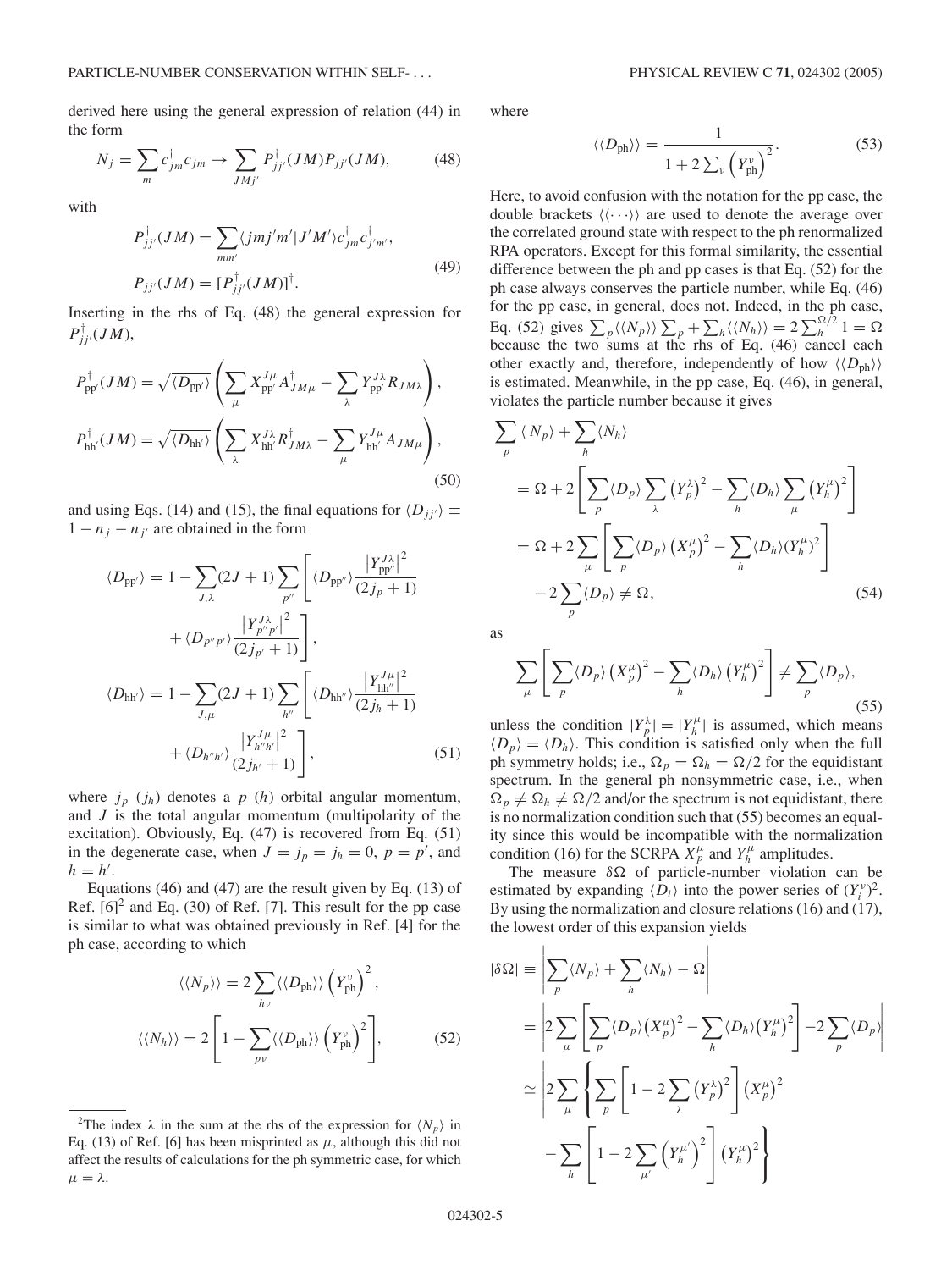derived here using the general expression of relation (44) in the form

$$N_j = \sum_m c^\dagger_{jm} c_{jm} \rightarrow \sum_{JMj'} P^\dagger_{jj'}(JM) P_{jj'}(JM), \tag{48}$$

with

$$P^\dagger_{jj'}(JM) = \sum_{mm'} \langle jmj'm'|J'M'\rangle c^\dagger_{jm} c^\dagger_{j'm'},$$
$$P_{jj'}(JM) = [P^\dagger_{jj'}(JM)]^\dagger. \tag{49}$$

Inserting in the rhs of Eq. (48) the general expression for $P^\dagger_{jj'}(JM)$,

$$P^\dagger_{pp'}(JM) = \sqrt{\langle D_{pp'}\rangle}\left(\sum_\mu X^{J\mu}_{pp'} A^\dagger_{JM\mu} - \sum_\lambda Y^{J\lambda}_{pp'} R_{JM\lambda}\right),$$
$$P^\dagger_{hh'}(JM) = \sqrt{\langle D_{hh'}\rangle}\left(\sum_\lambda X^{J\lambda}_{hh'} R^\dagger_{JM\lambda} - \sum_\mu Y^{J\mu}_{hh'} A_{JM\mu}\right), \tag{50}$$

and using Eqs. (14) and (15), the final equations for $\langle D_{jj'}\rangle \equiv 1 - n_j - n_{j'}$ are obtained in the form

$$\langle D_{pp'}\rangle = 1 - \sum_{J,\lambda}(2J+1)\sum_{p''}\left[\langle D_{pp''}\rangle \frac{\left|Y^{J\lambda}_{pp''}\right|^2}{(2j_p+1)} + \langle D_{p''p'}\rangle \frac{\left|Y^{J\lambda}_{p''p'}\right|^2}{(2j_{p'}+1)}\right],$$
$$\langle D_{hh'}\rangle = 1 - \sum_{J,\mu}(2J+1)\sum_{h''}\left[\langle D_{hh''}\rangle \frac{\left|Y^{J\mu}_{hh''}\right|^2}{(2j_h+1)} + \langle D_{h''h'}\rangle \frac{\left|Y^{J\mu}_{h''h'}\right|^2}{(2j_{h'}+1)}\right], \tag{51}$$

where $j_p$ ($j_h$) denotes a $p$ ($h$) orbital angular momentum, and $J$ is the total angular momentum (multipolarity of the excitation). Obviously, Eq. (47) is recovered from Eq. (51) in the degenerate case, when $J = j_p = j_h = 0$, $p = p'$, and $h = h'$.

Equations (46) and (47) are the result given by Eq. (13) of Ref. [6][2] and Eq. (30) of Ref. [7]. This result for the pp case is similar to what was obtained previously in Ref. [4] for the ph case, according to which

$$\langle\langle N_p\rangle\rangle = 2\sum_{h\nu}\langle\langle D_{\rm ph}\rangle\rangle \left(Y^\nu_{\rm ph}\right)^2,$$
$$\langle\langle N_h\rangle\rangle = 2\left[1 - \sum_{p\nu}\langle\langle D_{\rm ph}\rangle\rangle \left(Y^\nu_{\rm ph}\right)^2\right], \tag{52}$$

where

$$\langle\langle D_{\rm ph}\rangle\rangle = \frac{1}{1 + 2\sum_\nu \left(Y^\nu_{\rm ph}\right)^2}. \tag{53}$$

Here, to avoid confusion with the notation for the pp case, the double brackets $\langle\langle\cdots\rangle\rangle$ are used to denote the average over the correlated ground state with respect to the ph renormalized RPA operators. Except for this formal similarity, the essential difference between the ph and pp cases is that Eq. (52) for the ph case always conserves the particle number, while Eq. (46) for the pp case, in general, does not. Indeed, in the ph case, Eq. (52) gives $\sum_p \langle\langle N_p\rangle\rangle \sum_p + \sum_h \langle\langle N_h\rangle\rangle = 2\sum_h^{\Omega/2} 1 = \Omega$ because the two sums at the rhs of Eq. (46) cancel each other exactly and, therefore, independently of how $\langle\langle D_{\rm ph}\rangle\rangle$ is estimated. Meanwhile, in the pp case, Eq. (46), in general, violates the particle number because it gives

$$\begin{aligned}
\sum_p \langle N_p\rangle + \sum_h \langle N_h\rangle
&= \Omega + 2\left[\sum_p \langle D_p\rangle \sum_\lambda \left(Y^\lambda_p\right)^2 - \sum_h \langle D_h\rangle \sum_\mu \left(Y^\mu_h\right)^2\right]\\
&= \Omega + 2\sum_\mu\left[\sum_p \langle D_p\rangle \left(X^\mu_p\right)^2 - \sum_h \langle D_h\rangle (Y^\mu_h)^2\right]\\
&\quad - 2\sum_p \langle D_p\rangle \neq \Omega,
\end{aligned} \tag{54}$$

as

$$\sum_\mu\left[\sum_p \langle D_p\rangle \left(X^\mu_p\right)^2 - \sum_h \langle D_h\rangle \left(Y^\mu_h\right)^2\right] \neq \sum_p \langle D_p\rangle, \tag{55}$$

unless the condition $|Y^\lambda_p| = |Y^\mu_h|$ is assumed, which means $\langle D_p\rangle = \langle D_h\rangle$. This condition is satisfied only when the full ph symmetry holds; i.e., $\Omega_p = \Omega_h = \Omega/2$ for the equidistant spectrum. In the general ph nonsymmetric case, i.e., when $\Omega_p \neq \Omega_h \neq \Omega/2$ and/or the spectrum is not equidistant, there is no normalization condition such that (55) becomes an equality since this would be incompatible with the normalization condition (16) for the SCRPA $X^\mu_p$ and $Y^\mu_h$ amplitudes.

The measure $\delta\Omega$ of particle-number violation can be estimated by expanding $\langle D_i\rangle$ into the power series of $(Y^\nu_i)^2$. By using the normalization and closure relations (16) and (17), the lowest order of this expansion yields

$$\begin{aligned}
|\delta\Omega| &\equiv \left|\sum_p \langle N_p\rangle + \sum_h \langle N_h\rangle - \Omega\right|\\
&= \left|2\sum_\mu\left[\sum_p \langle D_p\rangle \left(X^\mu_p\right)^2 - \sum_h \langle D_h\rangle \left(Y^\mu_h\right)^2\right] - 2\sum_p \langle D_p\rangle\right|\\
&\simeq \left|2\sum_\mu\left\{\sum_p\left[1 - 2\sum_\lambda \left(Y^\lambda_p\right)^2\right]\left(X^\mu_p\right)^2 \right.\right.\\
&\quad \left.\left. - \sum_h\left[1 - 2\sum_{\mu'}\left(Y^{\mu'}_h\right)^2\right]\left(Y^\mu_h\right)^2\right\}\right.
\end{aligned}$$

---

[2] The index $\lambda$ in the sum at the rhs of the expression for $\langle N_p\rangle$ in Eq. (13) of Ref. [6] has been misprinted as $\mu$, although this did not affect the results of calculations for the ph symmetric case, for which $\mu = \lambda$.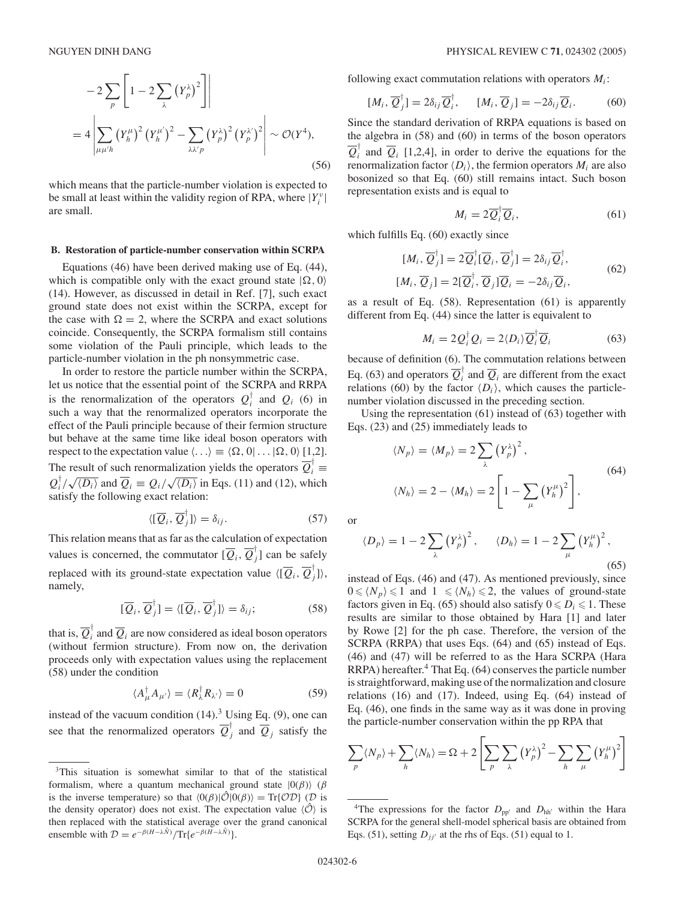$$
-2\sum_{p}\left[1-2\sum_{\lambda}\left(Y_{p}^{\lambda}\right)^{2}\right]\Bigg|
$$

$$
=4\left|\sum_{\mu\mu' h}\left(Y_{h}^{\mu}\right)^{2}\left(Y_{h}^{\mu'}\right)^{2}-\sum_{\lambda\lambda' p}\left(Y_{p}^{\lambda}\right)^{2}\left(Y_{p}^{\lambda'}\right)^{2}\right|\sim\mathcal{O}(Y^{4}), \tag{56}
$$

which means that the particle-number violation is expected to be small at least within the validity region of RPA, where $|Y_i^\nu|$ are small.

### B. Restoration of particle-number conservation within SCRPA

Equations (46) have been derived making use of Eq. (44), which is compatible only with the exact ground state $|\Omega, 0\rangle$ (14). However, as discussed in detail in Ref. [7], such exact ground state does not exist within the SCRPA, except for the case with $\Omega = 2$, where the SCRPA and exact solutions coincide. Consequently, the SCRPA formalism still contains some violation of the Pauli principle, which leads to the particle-number violation in the ph nonsymmetric case.

In order to restore the particle number within the SCRPA, let us notice that the essential point of the SCRPA and RRPA is the renormalization of the operators $Q_i^\dagger$ and $Q_i$ (6) in such a way that the renormalized operators incorporate the effect of the Pauli principle because of their fermion structure but behave at the same time like ideal boson operators with respect to the expectation value $\langle\ldots\rangle \equiv \langle\Omega, 0|\ldots|\Omega, 0\rangle$ [1,2]. The result of such renormalization yields the operators $\overline{Q}_i^\dagger \equiv Q_i^\dagger/\sqrt{\langle D_i\rangle}$ and $\overline{Q}_i \equiv Q_i/\sqrt{\langle D_i\rangle}$ in Eqs. (11) and (12), which satisfy the following exact relation:

$$
\langle[\overline{Q}_i, \overline{Q}_j^\dagger]\rangle = \delta_{ij}. \tag{57}
$$

This relation means that as far as the calculation of expectation values is concerned, the commutator $[\overline{Q}_i, \overline{Q}_j^\dagger]$ can be safely replaced with its ground-state expectation value $\langle[\overline{Q}_i, \overline{Q}_j^\dagger]\rangle$, namely,

$$
[\overline{Q}_i, \overline{Q}_j^\dagger] = \langle[\overline{Q}_i, \overline{Q}_j^\dagger]\rangle = \delta_{ij}; \tag{58}
$$

that is, $\overline{Q}_i^\dagger$ and $\overline{Q}_i$ are now considered as ideal boson operators (without fermion structure). From now on, the derivation proceeds only with expectation values using the replacement (58) under the condition

$$
\langle A_\mu^\dagger A_{\mu'}\rangle = \langle R_\lambda^\dagger R_{\lambda'}\rangle = 0 \tag{59}
$$

instead of the vacuum condition (14).[3] Using Eq. (9), one can see that the renormalized operators $\overline{Q}_j^\dagger$ and $\overline{Q}_j$ satisfy the following exact commutation relations with operators $M_i$:

$$
[M_i, \overline{Q}_j^\dagger] = 2\delta_{ij}\overline{Q}_i^\dagger, \qquad [M_i, \overline{Q}_j] = -2\delta_{ij}\overline{Q}_i. \tag{60}
$$

Since the standard derivation of RRPA equations is based on the algebra in (58) and (60) in terms of the boson operators $\overline{Q}_i^\dagger$ and $\overline{Q}_i$ [1,2,4], in order to derive the equations for the renormalization factor $\langle D_i\rangle$, the fermion operators $M_i$ are also bosonized so that Eq. (60) still remains intact. Such boson representation exists and is equal to

$$
M_i = 2\overline{Q}_i^\dagger\overline{Q}_i, \tag{61}
$$

which fulfills Eq. (60) exactly since

$$
\begin{aligned}
[M_i, \overline{Q}_j^\dagger] &= 2\overline{Q}_i^\dagger[\overline{Q}_i, \overline{Q}_j^\dagger] = 2\delta_{ij}\overline{Q}_i^\dagger,\\
[M_i, \overline{Q}_j] &= 2[\overline{Q}_i^\dagger, \overline{Q}_j]\overline{Q}_i = -2\delta_{ij}\overline{Q}_i,
\end{aligned} \tag{62}
$$

as a result of Eq. (58). Representation (61) is apparently different from Eq. (44) since the latter is equivalent to

$$
M_i = 2Q_i^\dagger Q_i = 2\langle D_i\rangle\overline{Q}_i^\dagger\overline{Q}_i \tag{63}
$$

because of definition (6). The commutation relations between Eq. (63) and operators $\overline{Q}_i^\dagger$ and $\overline{Q}_i$ are different from the exact relations (60) by the factor $\langle D_i\rangle$, which causes the particle-number violation discussed in the preceding section.

Using the representation (61) instead of (63) together with Eqs. (23) and (25) immediately leads to

$$
\begin{aligned}
\langle N_p\rangle &= \langle M_p\rangle = 2\sum_\lambda\left(Y_p^\lambda\right)^2,\\
\langle N_h\rangle &= 2 - \langle M_h\rangle = 2\left[1 - \sum_\mu\left(Y_h^\mu\right)^2\right],
\end{aligned} \tag{64}
$$

or

$$
\langle D_p\rangle = 1 - 2\sum_\lambda\left(Y_p^\lambda\right)^2, \qquad \langle D_h\rangle = 1 - 2\sum_\mu\left(Y_h^\mu\right)^2, \tag{65}
$$

instead of Eqs. (46) and (47). As mentioned previously, since $0 \leqslant \langle N_p\rangle \leqslant 1$ and $1 \leqslant \langle N_h\rangle \leqslant 2$, the values of ground-state factors given in Eq. (65) should also satisfy $0 \leqslant D_i \leqslant 1$. These results are similar to those obtained by Hara [1] and later by Rowe [2] for the ph case. Therefore, the version of the SCRPA (RRPA) that uses Eqs. (64) and (65) instead of Eqs. (46) and (47) will be referred to as the Hara SCRPA (Hara RRPA) hereafter.[4] That Eq. (64) conserves the particle number is straightforward, making use of the normalization and closure relations (16) and (17). Indeed, using Eq. (64) instead of Eq. (46), one finds in the same way as it was done in proving the particle-number conservation within the pp RPA that

$$
\sum_p\langle N_p\rangle + \sum_h\langle N_h\rangle = \Omega + 2\left[\sum_p\sum_\lambda\left(Y_p^\lambda\right)^2 - \sum_h\sum_\mu\left(Y_h^\mu\right)^2\right]
$$

---

[3] This situation is somewhat similar to that of the statistical formalism, where a quantum mechanical ground state $|0(\beta)\rangle$ ($\beta$ is the inverse temperature) so that $\langle 0(\beta)|\hat{\mathcal{O}}|0(\beta)\rangle = \mathrm{Tr}\{\mathcal{O}\mathcal{D}\}$ ($\mathcal{D}$ is the density operator) does not exist. The expectation value $\langle\hat{\mathcal{O}}\rangle$ is then replaced with the statistical average over the grand canonical ensemble with $\mathcal{D} = e^{-\beta(H-\lambda\hat{N})}/\mathrm{Tr}\{e^{-\beta(H-\lambda\hat{N})}\}$.

[4] The expressions for the factor $D_{pp'}$ and $D_{hh'}$ within the Hara SCRPA for the general shell-model spherical basis are obtained from Eqs. (51), setting $D_{jj'}$ at the rhs of Eqs. (51) equal to 1.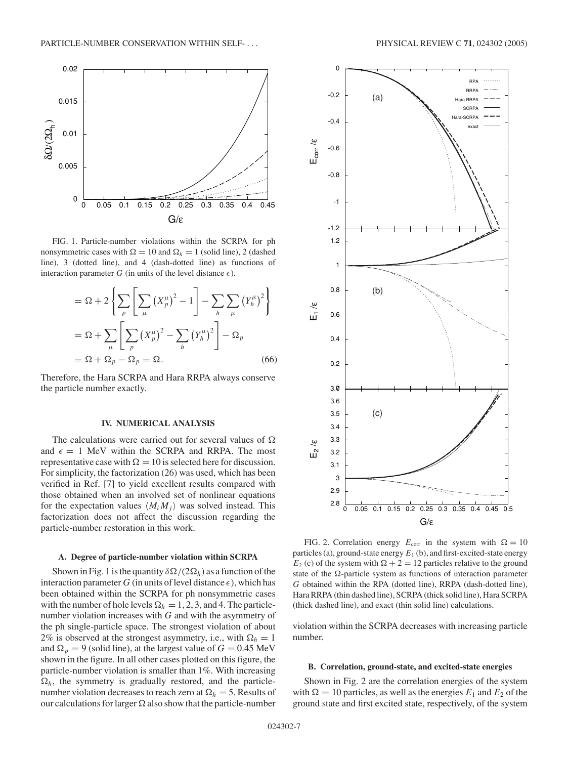FIG. 1. Particle-number violations within the SCRPA for ph nonsymmetric cases with $\Omega = 10$ and $\Omega_h = 1$ (solid line), 2 (dashed line), 3 (dotted line), and 4 (dash-dotted line) as functions of interaction parameter $G$ (in units of the level distance $\epsilon$).

$$
\begin{aligned}
&= \Omega + 2\left\{\sum_p \left[\sum_\mu \left(X_p^\mu\right)^2 - 1\right] - \sum_h \sum_\mu \left(Y_h^\mu\right)^2\right\} \\
&= \Omega + \sum_\mu \left[\sum_p \left(X_p^\mu\right)^2 - \sum_h \left(Y_h^\mu\right)^2\right] - \Omega_p \\
&= \Omega + \Omega_p - \Omega_p = \Omega.
\end{aligned}
\tag{66}
$$

Therefore, the Hara SCRPA and Hara RRPA always conserve the particle number exactly.

## IV. NUMERICAL ANALYSIS

The calculations were carried out for several values of $\Omega$ and $\epsilon = 1$ MeV within the SCRPA and RRPA. The most representative case with $\Omega = 10$ is selected here for discussion. For simplicity, the factorization (26) was used, which has been verified in Ref. [7] to yield excellent results compared with those obtained when an involved set of nonlinear equations for the expectation values $\langle M_i M_j \rangle$ was solved instead. This factorization does not affect the discussion regarding the particle-number restoration in this work.

### A. Degree of particle-number violation within SCRPA

Shown in Fig. 1 is the quantity $\delta\Omega/(2\Omega_h)$ as a function of the interaction parameter $G$ (in units of level distance $\epsilon$), which has been obtained within the SCRPA for ph nonsymmetric cases with the number of hole levels $\Omega_h = 1, 2, 3$, and 4. The particle-number violation increases with $G$ and with the asymmetry of the ph single-particle space. The strongest violation of about 2% is observed at the strongest asymmetry, i.e., with $\Omega_h = 1$ and $\Omega_p = 9$ (solid line), at the largest value of $G = 0.45$ MeV shown in the figure. In all other cases plotted on this figure, the particle-number violation is smaller than 1%. With increasing $\Omega_h$, the symmetry is gradually restored, and the particle-number violation decreases to reach zero at $\Omega_h = 5$. Results of our calculations for larger $\Omega$ also show that the particle-number violation within the SCRPA decreases with increasing particle number.

FIG. 2. Correlation energy $E_{\rm corr}$ in the system with $\Omega = 10$ particles (a), ground-state energy $E_1$ (b), and first-excited-state energy $E_2$ (c) of the system with $\Omega + 2 = 12$ particles relative to the ground state of the $\Omega$-particle system as functions of interaction parameter $G$ obtained within the RPA (dotted line), RRPA (dash-dotted line), Hara RRPA (thin dashed line), SCRPA (thick solid line), Hara SCRPA (thick dashed line), and exact (thin solid line) calculations.

### B. Correlation, ground-state, and excited-state energies

Shown in Fig. 2 are the correlation energies of the system with $\Omega = 10$ particles, as well as the energies $E_1$ and $E_2$ of the ground state and first excited state, respectively, of the system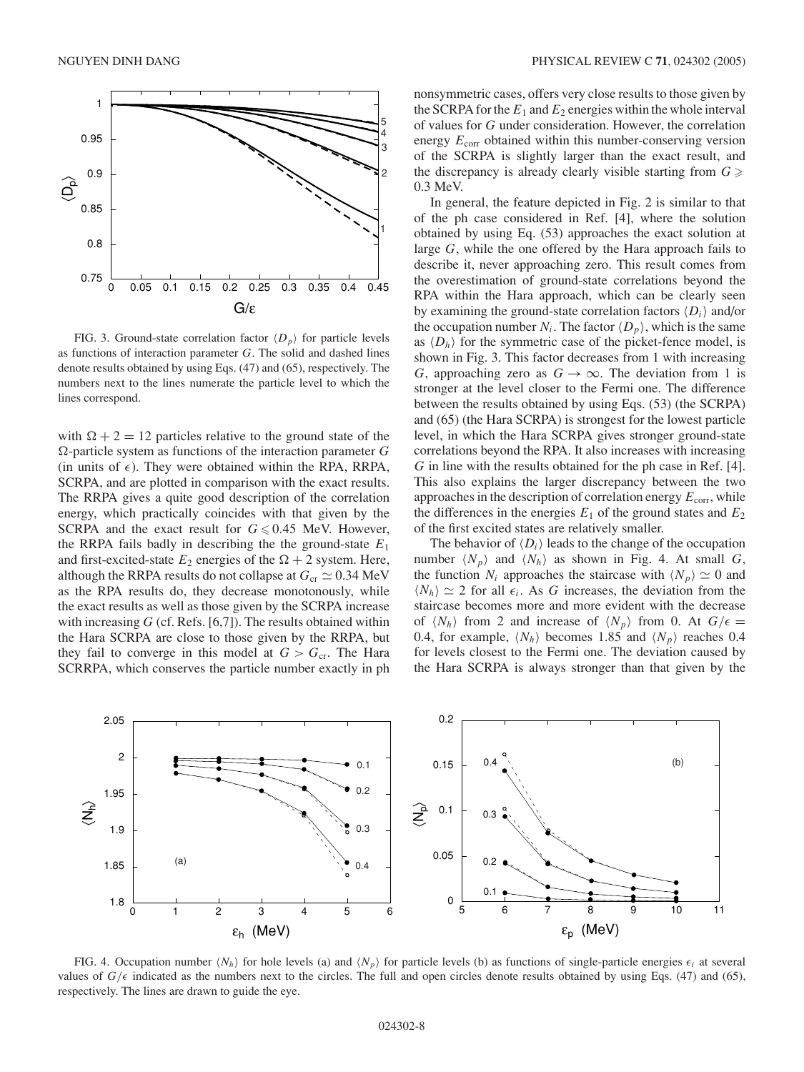FIG. 3. Ground-state correlation factor $\langle D_p \rangle$ for particle levels as functions of interaction parameter $G$. The solid and dashed lines denote results obtained by using Eqs. (47) and (65), respectively. The numbers next to the lines numerate the particle level to which the lines correspond.

with $\Omega + 2 = 12$ particles relative to the ground state of the $\Omega$-particle system as functions of the interaction parameter $G$ (in units of $\epsilon$). They were obtained within the RPA, RRPA, SCRPA, and are plotted in comparison with the exact results. The RRPA gives a quite good description of the correlation energy, which practically coincides with that given by the SCRPA and the exact result for $G \leqslant 0.45$ MeV. However, the RRPA fails badly in describing the the ground-state $E_1$ and first-excited-state $E_2$ energies of the $\Omega + 2$ system. Here, although the RRPA results do not collapse at $G_{\rm cr} \simeq 0.34$ MeV as the RPA results do, they decrease monotonously, while the exact results as well as those given by the SCRPA increase with increasing $G$ (cf. Refs. [6,7]). The results obtained within the Hara SCRPA are close to those given by the RRPA, but they fail to converge in this model at $G > G_{\rm cr}$. The Hara SCRRPA, which conserves the particle number exactly in ph nonsymmetric cases, offers very close results to those given by the SCRPA for the $E_1$ and $E_2$ energies within the whole interval of values for $G$ under consideration. However, the correlation energy $E_{\rm corr}$ obtained within this number-conserving version of the SCRPA is slightly larger than the exact result, and the discrepancy is already clearly visible starting from $G \geqslant 0.3$ MeV.

In general, the feature depicted in Fig. 2 is similar to that of the ph case considered in Ref. [4], where the solution obtained by using Eq. (53) approaches the exact solution at large $G$, while the one offered by the Hara approach fails to describe it, never approaching zero. This result comes from the overestimation of ground-state correlations beyond the RPA within the Hara approach, which can be clearly seen by examining the ground-state correlation factors $\langle D_i \rangle$ and/or the occupation number $N_i$. The factor $\langle D_p \rangle$, which is the same as $\langle D_h \rangle$ for the symmetric case of the picket-fence model, is shown in Fig. 3. This factor decreases from 1 with increasing $G$, approaching zero as $G \to \infty$. The deviation from 1 is stronger at the level closer to the Fermi one. The difference between the results obtained by using Eqs. (53) (the SCRPA) and (65) (the Hara SCRPA) is strongest for the lowest particle level, in which the Hara SCRPA gives stronger ground-state correlations beyond the RPA. It also increases with increasing $G$ in line with the results obtained for the ph case in Ref. [4]. This also explains the larger discrepancy between the two approaches in the description of correlation energy $E_{\rm corr}$, while the differences in the energies $E_1$ of the ground states and $E_2$ of the first excited states are relatively smaller.

The behavior of $\langle D_i \rangle$ leads to the change of the occupation number $\langle N_p \rangle$ and $\langle N_h \rangle$ as shown in Fig. 4. At small $G$, the function $N_i$ approaches the staircase with $\langle N_p \rangle \simeq 0$ and $\langle N_h \rangle \simeq 2$ for all $\epsilon_i$. As $G$ increases, the deviation from the staircase becomes more and more evident with the decrease of $\langle N_h \rangle$ from 2 and increase of $\langle N_p \rangle$ from 0. At $G/\epsilon = 0.4$, for example, $\langle N_h \rangle$ becomes 1.85 and $\langle N_p \rangle$ reaches 0.4 for levels closest to the Fermi one. The deviation caused by the Hara SCRPA is always stronger than that given by the

FIG. 4. Occupation number $\langle N_h \rangle$ for hole levels (a) and $\langle N_p \rangle$ for particle levels (b) as functions of single-particle energies $\epsilon_i$ at several values of $G/\epsilon$ indicated as the numbers next to the circles. The full and open circles denote results obtained by using Eqs. (47) and (65), respectively. The lines are drawn to guide the eye.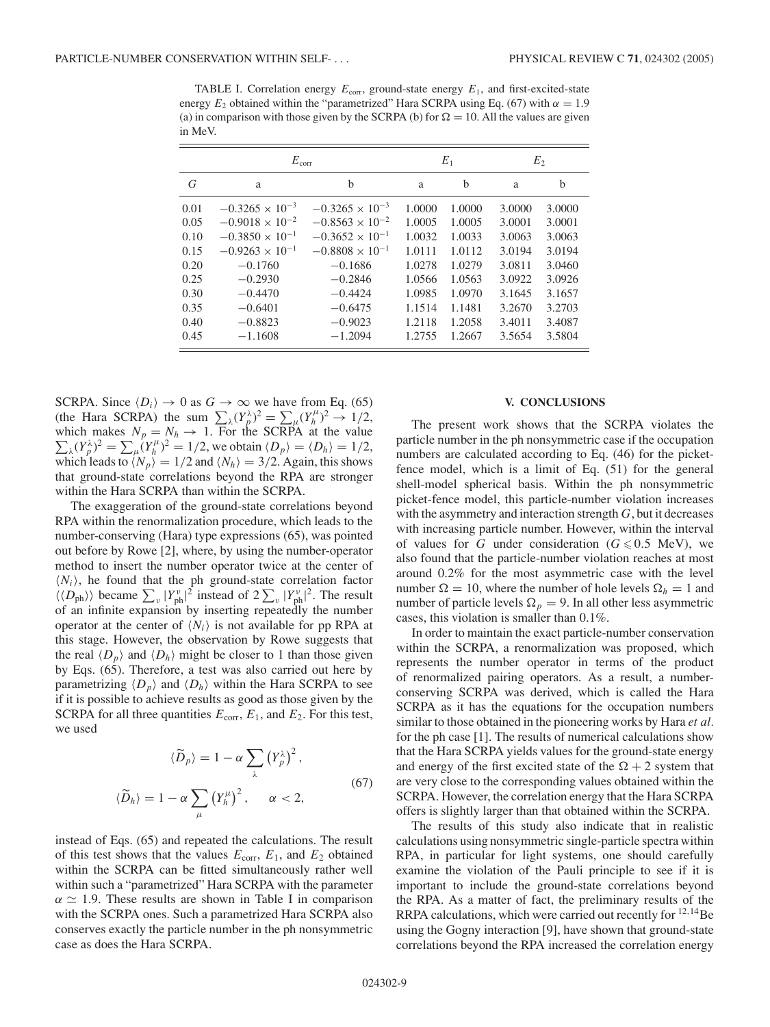TABLE I. Correlation energy $E_{\rm corr}$, ground-state energy $E_1$, and first-excited-state energy $E_2$ obtained within the "parametrized" Hara SCRPA using Eq. (67) with $\alpha = 1.9$ (a) in comparison with those given by the SCRPA (b) for $\Omega = 10$. All the values are given in MeV.

| | $E_{\rm corr}$ | | $E_1$ | | $E_2$ | |
|---|---|---|---|---|---|---|
| $G$ | a | b | a | b | a | b |
| 0.01 | $-0.3265 \times 10^{-3}$ | $-0.3265 \times 10^{-3}$ | 1.0000 | 1.0000 | 3.0000 | 3.0000 |
| 0.05 | $-0.9018 \times 10^{-2}$ | $-0.8563 \times 10^{-2}$ | 1.0005 | 1.0005 | 3.0001 | 3.0001 |
| 0.10 | $-0.3850 \times 10^{-1}$ | $-0.3652 \times 10^{-1}$ | 1.0032 | 1.0033 | 3.0063 | 3.0063 |
| 0.15 | $-0.9263 \times 10^{-1}$ | $-0.8808 \times 10^{-1}$ | 1.0111 | 1.0112 | 3.0194 | 3.0194 |
| 0.20 | $-0.1760$ | $-0.1686$ | 1.0278 | 1.0279 | 3.0811 | 3.0460 |
| 0.25 | $-0.2930$ | $-0.2846$ | 1.0566 | 1.0563 | 3.0922 | 3.0926 |
| 0.30 | $-0.4470$ | $-0.4424$ | 1.0985 | 1.0970 | 3.1645 | 3.1657 |
| 0.35 | $-0.6401$ | $-0.6475$ | 1.1514 | 1.1481 | 3.2670 | 3.2703 |
| 0.40 | $-0.8823$ | $-0.9023$ | 1.2118 | 1.2058 | 3.4011 | 3.4087 |
| 0.45 | $-1.1608$ | $-1.2094$ | 1.2755 | 1.2667 | 3.5654 | 3.5804 |

SCRPA. Since $\langle D_i \rangle \to 0$ as $G \to \infty$ we have from Eq. (65) (the Hara SCRPA) the sum $\sum_\lambda (Y_p^\lambda)^2 = \sum_\mu (Y_h^\mu)^2 \to 1/2$, which makes $N_p = N_h \to 1$. For the SCRPA at the value $\sum_\lambda (Y_p^\lambda)^2 = \sum_\mu (Y_h^\mu)^2 = 1/2$, we obtain $\langle D_p \rangle = \langle D_h \rangle = 1/2$, which leads to $\langle N_p \rangle = 1/2$ and $\langle N_h \rangle = 3/2$. Again, this shows that ground-state correlations beyond the RPA are stronger within the Hara SCRPA than within the SCRPA.

The exaggeration of the ground-state correlations beyond RPA within the renormalization procedure, which leads to the number-conserving (Hara) type expressions (65), was pointed out before by Rowe [2], where, by using the number-operator method to insert the number operator twice at the center of $\langle N_i \rangle$, he found that the ph ground-state correlation factor $\langle \langle D_{\rm ph} \rangle \rangle$ became $\sum_\nu |Y_{\rm ph}^\nu|^2$ instead of $2\sum_\nu |Y_{\rm ph}^\nu|^2$. The result of an infinite expansion by inserting repeatedly the number operator at the center of $\langle N_i \rangle$ is not available for pp RPA at this stage. However, the observation by Rowe suggests that the real $\langle D_p \rangle$ and $\langle D_h \rangle$ might be closer to 1 than those given by Eqs. (65). Therefore, a test was also carried out here by parametrizing $\langle D_p \rangle$ and $\langle D_h \rangle$ within the Hara SCRPA to see if it is possible to achieve results as good as those given by the SCRPA for all three quantities $E_{\rm corr}$, $E_1$, and $E_2$. For this test, we used

$$\langle \widetilde{D}_p \rangle = 1 - \alpha \sum_\lambda \left(Y_p^\lambda\right)^2,$$
$$\langle \widetilde{D}_h \rangle = 1 - \alpha \sum_\mu \left(Y_h^\mu\right)^2, \qquad \alpha < 2, \tag{67}$$

instead of Eqs. (65) and repeated the calculations. The result of this test shows that the values $E_{\rm corr}$, $E_1$, and $E_2$ obtained within the SCRPA can be fitted simultaneously rather well within such a "parametrized" Hara SCRPA with the parameter $\alpha \simeq 1.9$. These results are shown in Table I in comparison with the SCRPA ones. Such a parametrized Hara SCRPA also conserves exactly the particle number in the ph nonsymmetric case as does the Hara SCRPA.

## V. CONCLUSIONS

The present work shows that the SCRPA violates the particle number in the ph nonsymmetric case if the occupation numbers are calculated according to Eq. (46) for the picket-fence model, which is a limit of Eq. (51) for the general shell-model spherical basis. Within the ph nonsymmetric picket-fence model, this particle-number violation increases with the asymmetry and interaction strength $G$, but it decreases with increasing particle number. However, within the interval of values for $G$ under consideration ($G \leqslant 0.5$ MeV), we also found that the particle-number violation reaches at most around 0.2% for the most asymmetric case with the level number $\Omega = 10$, where the number of hole levels $\Omega_h = 1$ and number of particle levels $\Omega_p = 9$. In all other less asymmetric cases, this violation is smaller than 0.1%.

In order to maintain the exact particle-number conservation within the SCRPA, a renormalization was proposed, which represents the number operator in terms of the product of renormalized pairing operators. As a result, a number-conserving SCRPA was derived, which is called the Hara SCRPA as it has the equations for the occupation numbers similar to those obtained in the pioneering works by Hara *et al.* for the ph case [1]. The results of numerical calculations show that the Hara SCRPA yields values for the ground-state energy and energy of the first excited state of the $\Omega + 2$ system that are very close to the corresponding values obtained within the SCRPA. However, the correlation energy that the Hara SCRPA offers is slightly larger than that obtained within the SCRPA.

The results of this study also indicate that in realistic calculations using nonsymmetric single-particle spectra within RPA, in particular for light systems, one should carefully examine the violation of the Pauli principle to see if it is important to include the ground-state correlations beyond the RPA. As a matter of fact, the preliminary results of the RRPA calculations, which were carried out recently for $^{12,14}$Be using the Gogny interaction [9], have shown that ground-state correlations beyond the RPA increased the correlation energy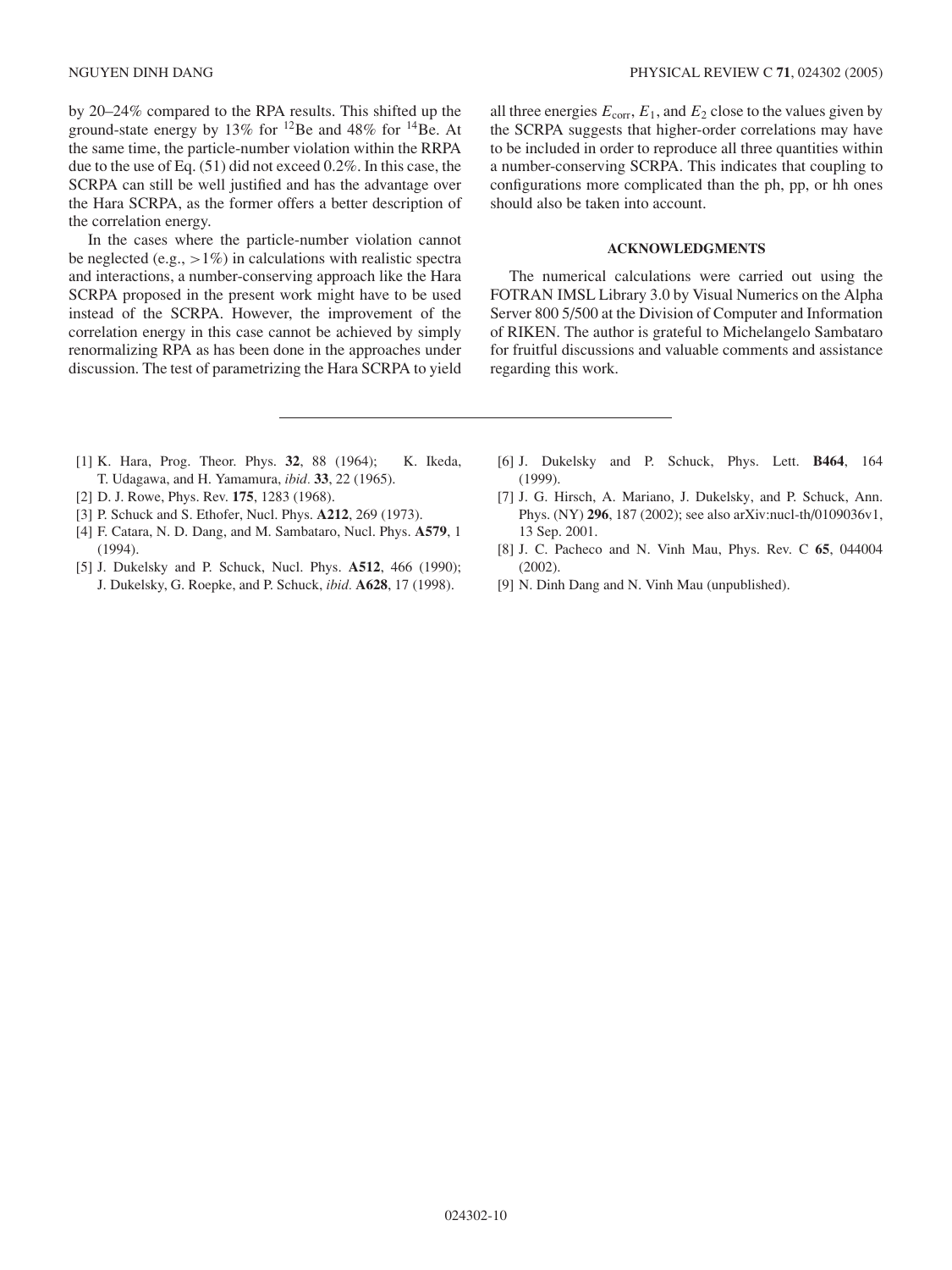by 20–24% compared to the RPA results. This shifted up the ground-state energy by 13% for $^{12}$Be and 48% for $^{14}$Be. At the same time, the particle-number violation within the RRPA due to the use of Eq. (51) did not exceed 0.2%. In this case, the SCRPA can still be well justified and has the advantage over the Hara SCRPA, as the former offers a better description of the correlation energy.

In the cases where the particle-number violation cannot be neglected (e.g., $>1\%$) in calculations with realistic spectra and interactions, a number-conserving approach like the Hara SCRPA proposed in the present work might have to be used instead of the SCRPA. However, the improvement of the correlation energy in this case cannot be achieved by simply renormalizing RPA as has been done in the approaches under discussion. The test of parametrizing the Hara SCRPA to yield all three energies $E_{\text{corr}}$, $E_1$, and $E_2$ close to the values given by the SCRPA suggests that higher-order correlations may have to be included in order to reproduce all three quantities within a number-conserving SCRPA. This indicates that coupling to configurations more complicated than the ph, pp, or hh ones should also be taken into account.

## ACKNOWLEDGMENTS

The numerical calculations were carried out using the FOTRAN IMSL Library 3.0 by Visual Numerics on the Alpha Server 800 5/500 at the Division of Computer and Information of RIKEN. The author is grateful to Michelangelo Sambataro for fruitful discussions and valuable comments and assistance regarding this work.

---

[1] K. Hara, Prog. Theor. Phys. **32**, 88 (1964); K. Ikeda, T. Udagawa, and H. Yamamura, *ibid.* **33**, 22 (1965).

[2] D. J. Rowe, Phys. Rev. **175**, 1283 (1968).

[3] P. Schuck and S. Ethofer, Nucl. Phys. **A212**, 269 (1973).

[4] F. Catara, N. D. Dang, and M. Sambataro, Nucl. Phys. **A579**, 1 (1994).

[5] J. Dukelsky and P. Schuck, Nucl. Phys. **A512**, 466 (1990); J. Dukelsky, G. Roepke, and P. Schuck, *ibid.* **A628**, 17 (1998).

[6] J. Dukelsky and P. Schuck, Phys. Lett. **B464**, 164 (1999).

[7] J. G. Hirsch, A. Mariano, J. Dukelsky, and P. Schuck, Ann. Phys. (NY) **296**, 187 (2002); see also arXiv:nucl-th/0109036v1, 13 Sep. 2001.

[8] J. C. Pacheco and N. Vinh Mau, Phys. Rev. C **65**, 044004 (2002).

[9] N. Dinh Dang and N. Vinh Mau (unpublished).